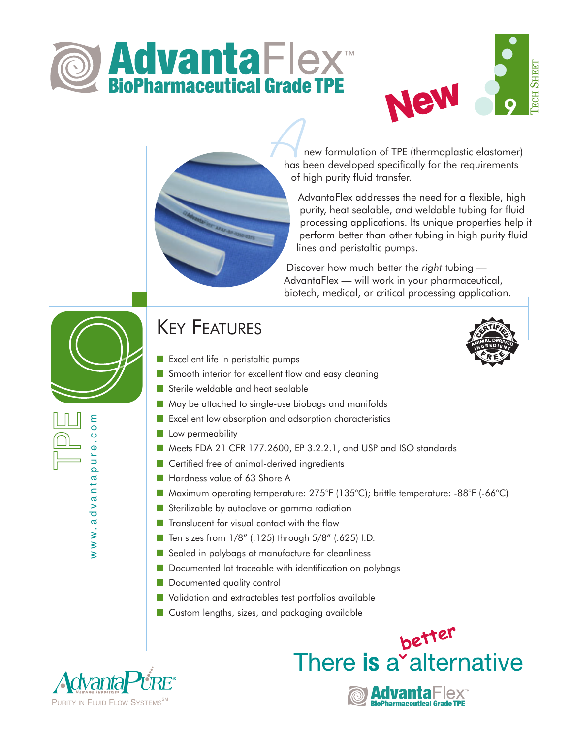# AdvantaFlex™

## BioPharmaceutical Grade TPE

New

Tech Sheet 9

A new formulation of TPE (thermoplastic elastomer) has been developed specifically for the requirements of high purity fluid transfer.

AdvantaFlex addresses the need for a flexible, high purity, heat sealable, *and* weldable tubing for fluid processing applications. Its unique properties help it perform better than other tubing in high purity fluid lines and peristaltic pumps.

Discover how much better the *right* tubing — AdvantaFlex — will work in your pharmaceutical, biotech, medical, or critical processing application.

TPE

www.advantapure.com

## Key Features

Certified Animal Derived Ingredient Free

- Excellent life in peristaltic pumps
- Smooth interior for excellent flow and easy cleaning
- Sterile weldable and heat sealable
- May be attached to single-use biobags and manifolds
- Excellent low absorption and adsorption characteristics
- Low permeability
- Meets FDA 21 CFR 177.2600, EP 3.2.2.1, and USP and ISO standards
- Certified free of animal-derived ingredients
- Hardness value of 63 Shore A
- Maximum operating temperature: 275°F (135°C); brittle temperature: -88°F (-66°C)
- Sterilizable by autoclave or gamma radiation
- Translucent for visual contact with the flow
- Ten sizes from 1/8" (.125) through 5/8" (.625) I.D.
- Sealed in polybags at manufacture for cleanliness
- Documented lot traceable with identification on polybags
- Documented quality control
- Validation and extractables test portfolios available
- Custom lengths, sizes, and packaging available

AdvantaPure® NewAge Industries — Purity in Fluid Flow Systems℠

There is a better alternative

AdvantaFlex™ BioPharmaceutical Grade TPE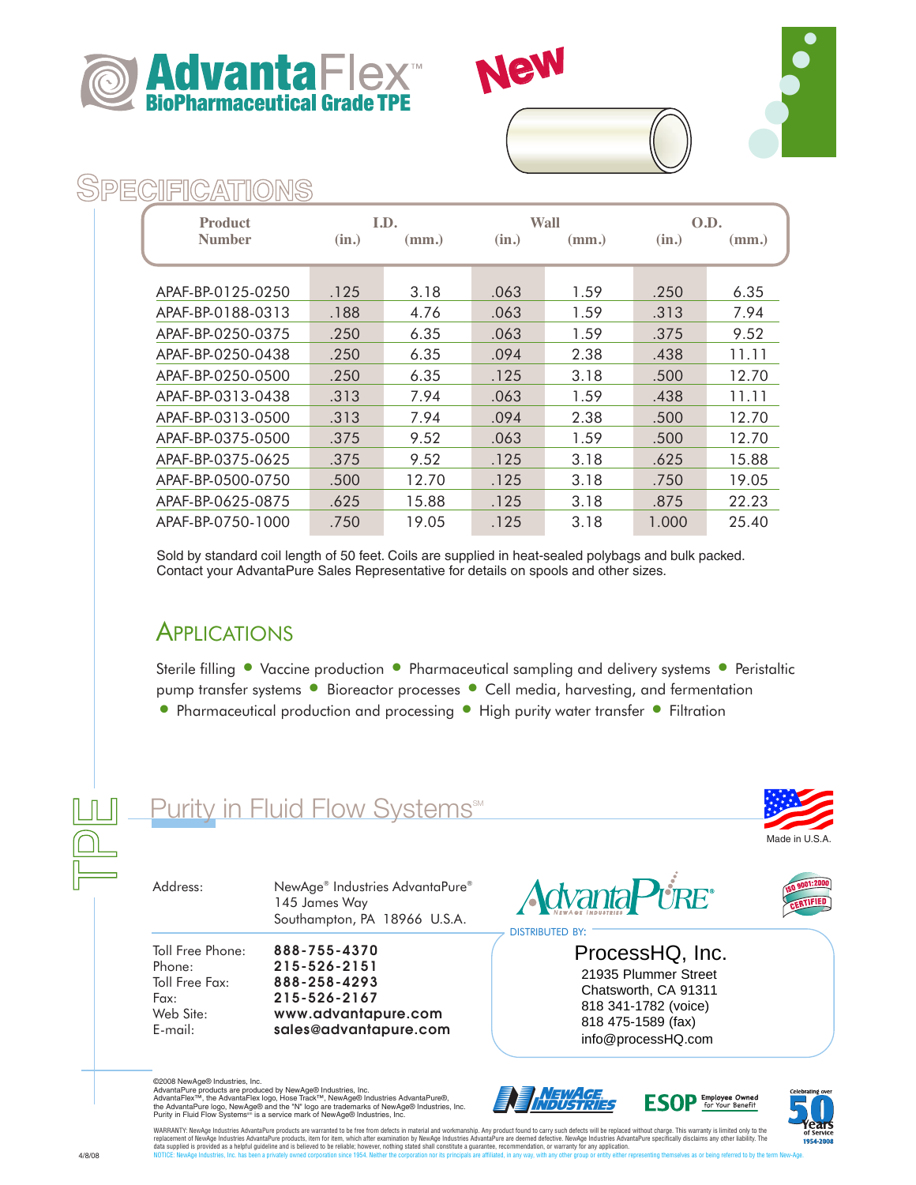# AdvantaFlex™

## BioPharmaceutical Grade TPE

New

## SPECIFICATIONS

| Product Number | I.D. (in.) | I.D. (mm.) | Wall (in.) | Wall (mm.) | O.D. (in.) | O.D. (mm.) |
|---|---|---|---|---|---|---|
| APAF-BP-0125-0250 | .125 | 3.18 | .063 | 1.59 | .250 | 6.35 |
| APAF-BP-0188-0313 | .188 | 4.76 | .063 | 1.59 | .313 | 7.94 |
| APAF-BP-0250-0375 | .250 | 6.35 | .063 | 1.59 | .375 | 9.52 |
| APAF-BP-0250-0438 | .250 | 6.35 | .094 | 2.38 | .438 | 11.11 |
| APAF-BP-0250-0500 | .250 | 6.35 | .125 | 3.18 | .500 | 12.70 |
| APAF-BP-0313-0438 | .313 | 7.94 | .063 | 1.59 | .438 | 11.11 |
| APAF-BP-0313-0500 | .313 | 7.94 | .094 | 2.38 | .500 | 12.70 |
| APAF-BP-0375-0500 | .375 | 9.52 | .063 | 1.59 | .500 | 12.70 |
| APAF-BP-0375-0625 | .375 | 9.52 | .125 | 3.18 | .625 | 15.88 |
| APAF-BP-0500-0750 | .500 | 12.70 | .125 | 3.18 | .750 | 19.05 |
| APAF-BP-0625-0875 | .625 | 15.88 | .125 | 3.18 | .875 | 22.23 |
| APAF-BP-0750-1000 | .750 | 19.05 | .125 | 3.18 | 1.000 | 25.40 |

Sold by standard coil length of 50 feet. Coils are supplied in heat-sealed polybags and bulk packed. Contact your AdvantaPure Sales Representative for details on spools and other sizes.

## APPLICATIONS

Sterile filling • Vaccine production • Pharmaceutical sampling and delivery systems • Peristaltic pump transfer systems • Bioreactor processes • Cell media, harvesting, and fermentation • Pharmaceutical production and processing • High purity water transfer • Filtration

TPE

## Purity in Fluid Flow Systems℠

Made in U.S.A.

| | |
|---|---|
| Address: | NewAge® Industries AdvantaPure® 145 James Way Southampton, PA 18966 U.S.A. |
| Toll Free Phone: | **888-755-4370** |
| Phone: | **215-526-2151** |
| Toll Free Fax: | **888-258-4293** |
| Fax: | **215-526-2167** |
| Web Site: | **www.advantapure.com** |
| E-mail: | **sales@advantapure.com** |

AdvantaPure® NewAge Industries

ISO 9001:2000 CERTIFIED

DISTRIBUTED BY:

ProcessHQ, Inc.
21935 Plummer Street
Chatsworth, CA 91311
818 341-1782 (voice)
818 475-1589 (fax)
info@processHQ.com

©2008 NewAge® Industries, Inc.
AdvantaPure products are produced by NewAge® Industries, Inc.
AdvantaFlex™, the AdvantaFlex logo, Hose Track™, NewAge® Industries AdvantaPure®, the AdvantaPure logo, NewAge® and the "N" logo are trademarks of NewAge® Industries, Inc.
Purity in Fluid Flow Systems℠ is a service mark of NewAge® Industries, Inc.

NewAge Industries — ESOP Employee Owned for Your Benefit — Celebrating over 50 Years of Service 1954-2008

WARRANTY: NewAge Industries AdvantaPure products are warranted to be free from defects in material and workmanship. Any product found to carry such defects will be replaced without charge. This warranty is limited only to the replacement of NewAge Industries AdvantaPure products, item for item, which after examination by NewAge Industries AdvantaPure are deemed defective. NewAge Industries AdvantaPure specifically disclaims any other liability. The data supplied is provided as a helpful guideline and is believed to be reliable; however, nothing stated shall constitute a guarantee, recommendation, or warranty for any application.

NOTICE: NewAge Industries, Inc. has been a privately owned corporation since 1954. Neither the corporation nor its principals are affiliated, in any way, with any other group or entity either representing themselves as or being referred to by the term New-Age.

4/8/08